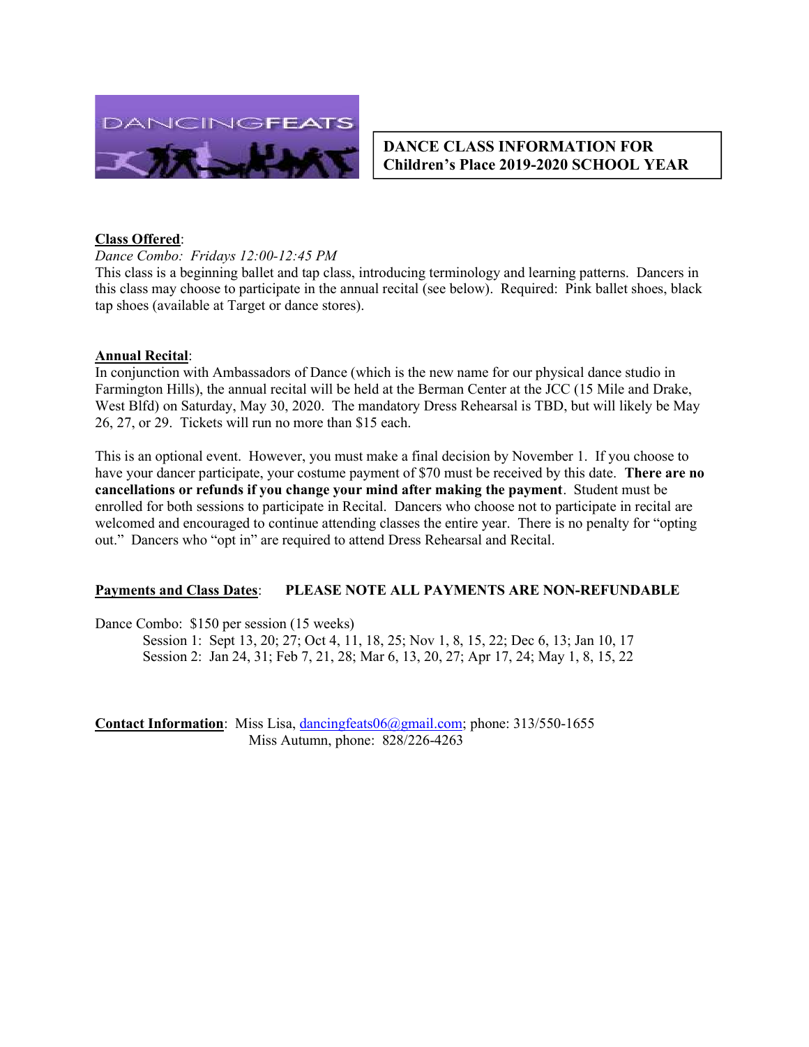DANCINGFEATS

**DANCE CLASS INFORMATION FOR Children's Place 2019-2020 SCHOOL YEAR**

**Class Offered**:

*Dance Combo: Fridays 12:00-12:45 PM*

This class is a beginning ballet and tap class, introducing terminology and learning patterns. Dancers in this class may choose to participate in the annual recital (see below). Required: Pink ballet shoes, black tap shoes (available at Target or dance stores).

**Annual Recital**:

In conjunction with Ambassadors of Dance (which is the new name for our physical dance studio in Farmington Hills), the annual recital will be held at the Berman Center at the JCC (15 Mile and Drake, West Blfd) on Saturday, May 30, 2020. The mandatory Dress Rehearsal is TBD, but will likely be May 26, 27, or 29. Tickets will run no more than $15 each.

This is an optional event. However, you must make a final decision by November 1. If you choose to have your dancer participate, your costume payment of $70 must be received by this date. **There are no cancellations or refunds if you change your mind after making the payment**. Student must be enrolled for both sessions to participate in Recital. Dancers who choose not to participate in recital are welcomed and encouraged to continue attending classes the entire year. There is no penalty for "opting out." Dancers who "opt in" are required to attend Dress Rehearsal and Recital.

**Payments and Class Dates**: **PLEASE NOTE ALL PAYMENTS ARE NON-REFUNDABLE**

Dance Combo: $150 per session (15 weeks)

Session 1: Sept 13, 20; 27; Oct 4, 11, 18, 25; Nov 1, 8, 15, 22; Dec 6, 13; Jan 10, 17

Session 2: Jan 24, 31; Feb 7, 21, 28; Mar 6, 13, 20, 27; Apr 17, 24; May 1, 8, 15, 22

**Contact Information**: Miss Lisa, dancingfeats06@gmail.com; phone: 313/550-1655
Miss Autumn, phone: 828/226-4263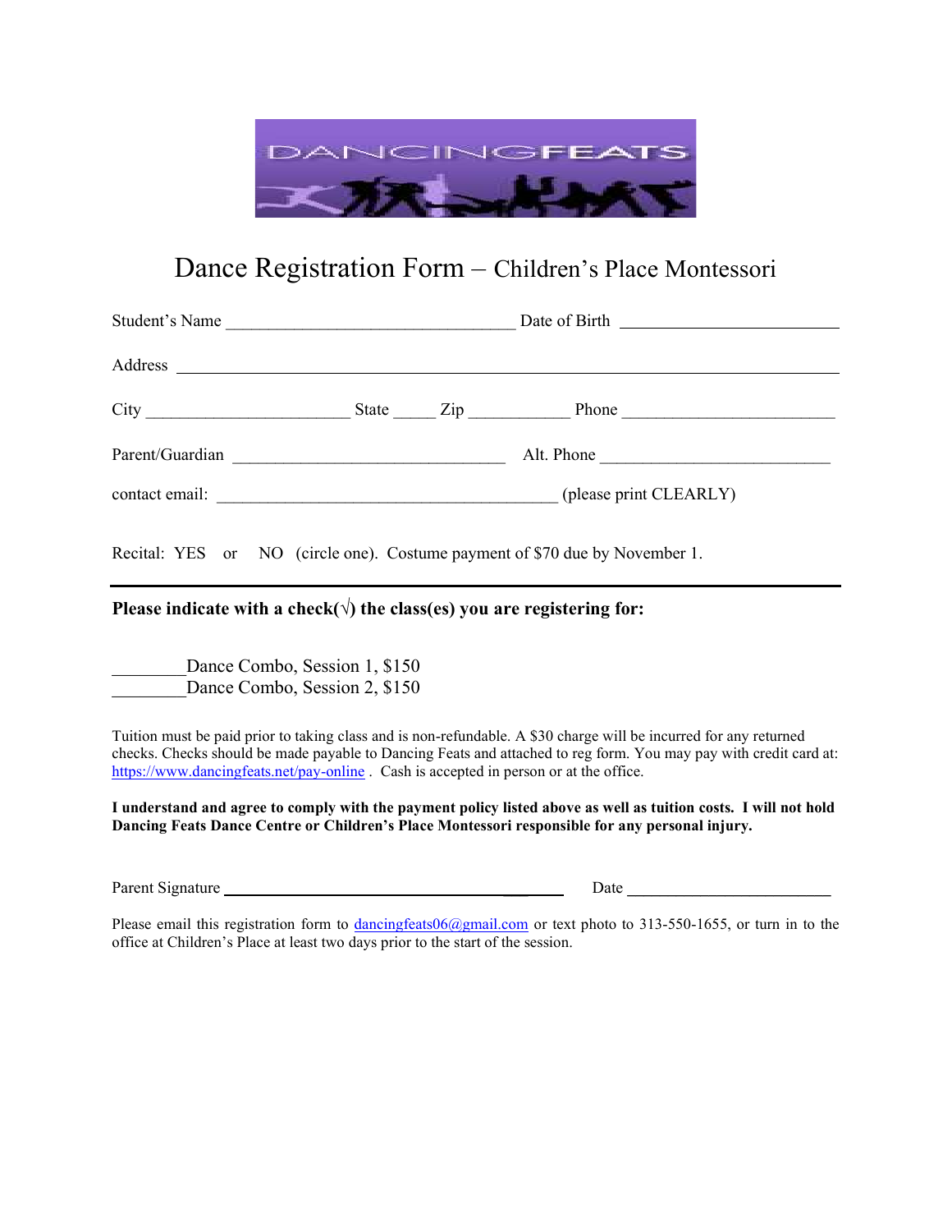# Dance Registration Form – Children's Place Montessori

Student's Name _________________________________ Date of Birth _________________________

Address ___________________________________________________________________________

City ______________________ State _____ Zip ___________ Phone ________________________

Parent/Guardian ______________________________ Alt. Phone __________________________

contact email: _______________________________________ (please print CLEARLY)

Recital: YES or NO (circle one). Costume payment of $70 due by November 1.

---

**Please indicate with a check(√) the class(es) you are registering for:**

________Dance Combo, Session 1, $150
________Dance Combo, Session 2, $150

Tuition must be paid prior to taking class and is non-refundable. A $30 charge will be incurred for any returned checks. Checks should be made payable to Dancing Feats and attached to reg form. You may pay with credit card at: https://www.dancingfeats.net/pay-online . Cash is accepted in person or at the office.

**I understand and agree to comply with the payment policy listed above as well as tuition costs. I will not hold Dancing Feats Dance Centre or Children's Place Montessori responsible for any personal injury.**

Parent Signature ________________________________________ Date ________________________

Please email this registration form to dancingfeats06@gmail.com or text photo to 313-550-1655, or turn in to the office at Children's Place at least two days prior to the start of the session.